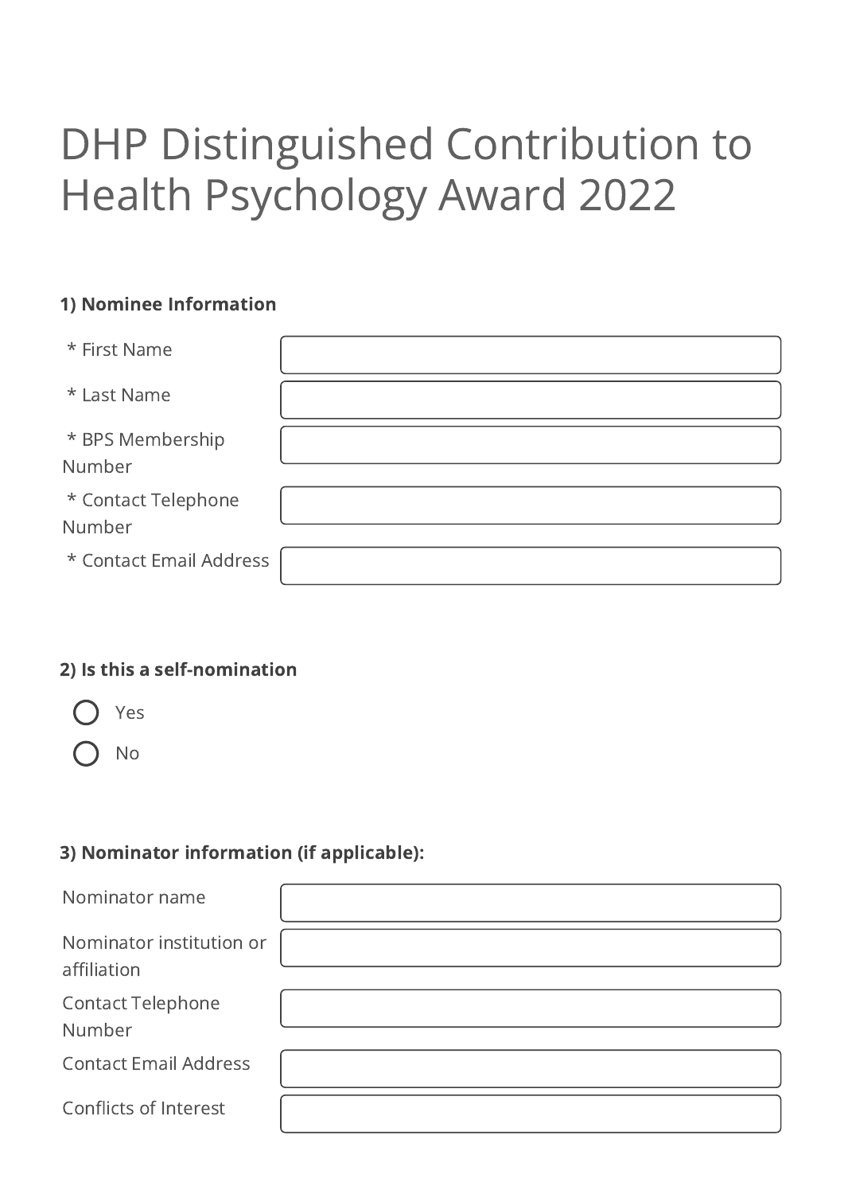# DHP Distinguished Contribution to Health Psychology Award 2022

**1) Nominee Information**

| | |
|---|---|
| * First Name | |
| * Last Name | |
| * BPS Membership Number | |
| * Contact Telephone Number | |
| * Contact Email Address | |

**2) Is this a self-nomination**

- ○ Yes
- ○ No

**3) Nominator information (if applicable):**

| | |
|---|---|
| Nominator name | |
| Nominator institution or affiliation | |
| Contact Telephone Number | |
| Contact Email Address | |
| Conflicts of Interest | |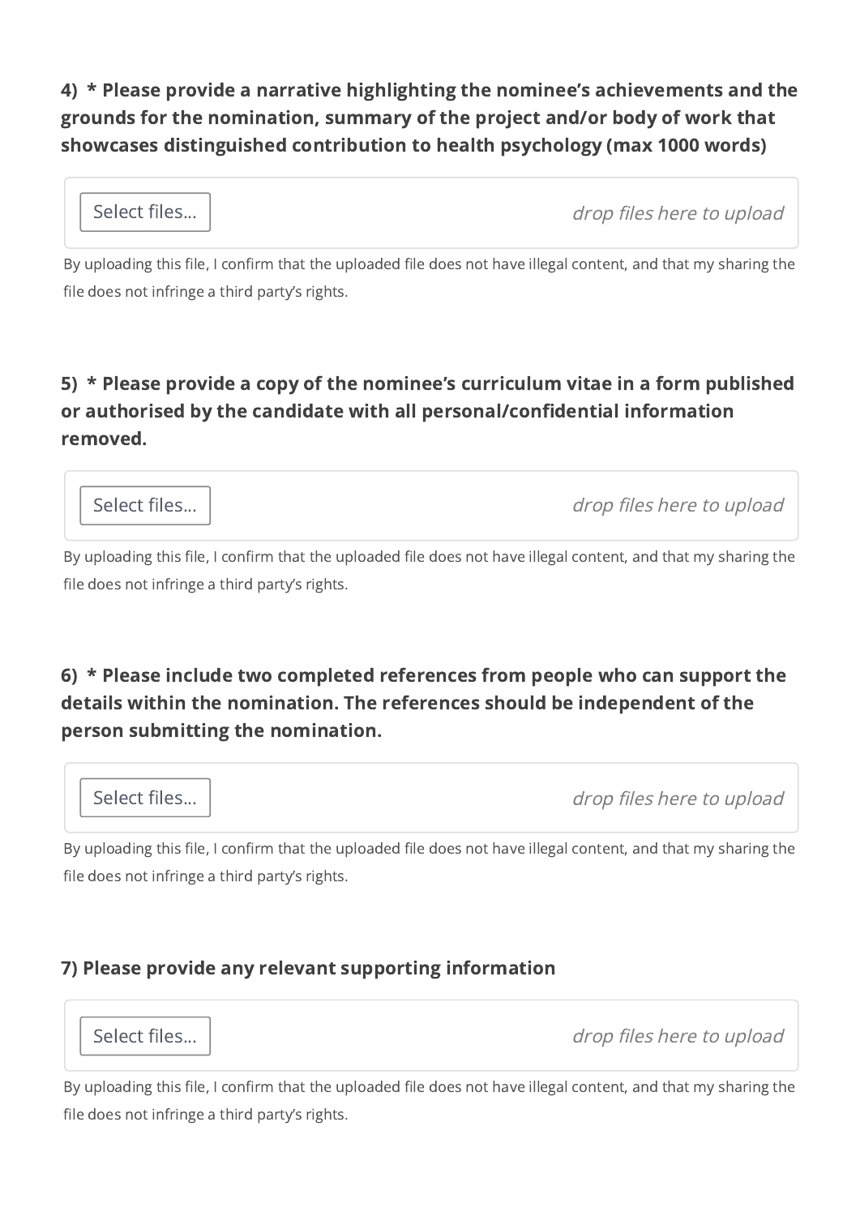**4) * Please provide a narrative highlighting the nominee's achievements and the grounds for the nomination, summary of the project and/or body of work that showcases distinguished contribution to health psychology (max 1000 words)**

Select files... *drop files here to upload*

By uploading this file, I confirm that the uploaded file does not have illegal content, and that my sharing the file does not infringe a third party's rights.

**5) * Please provide a copy of the nominee's curriculum vitae in a form published or authorised by the candidate with all personal/confidential information removed.**

Select files... *drop files here to upload*

By uploading this file, I confirm that the uploaded file does not have illegal content, and that my sharing the file does not infringe a third party's rights.

**6) * Please include two completed references from people who can support the details within the nomination. The references should be independent of the person submitting the nomination.**

Select files... *drop files here to upload*

By uploading this file, I confirm that the uploaded file does not have illegal content, and that my sharing the file does not infringe a third party's rights.

**7) Please provide any relevant supporting information**

Select files... *drop files here to upload*

By uploading this file, I confirm that the uploaded file does not have illegal content, and that my sharing the file does not infringe a third party's rights.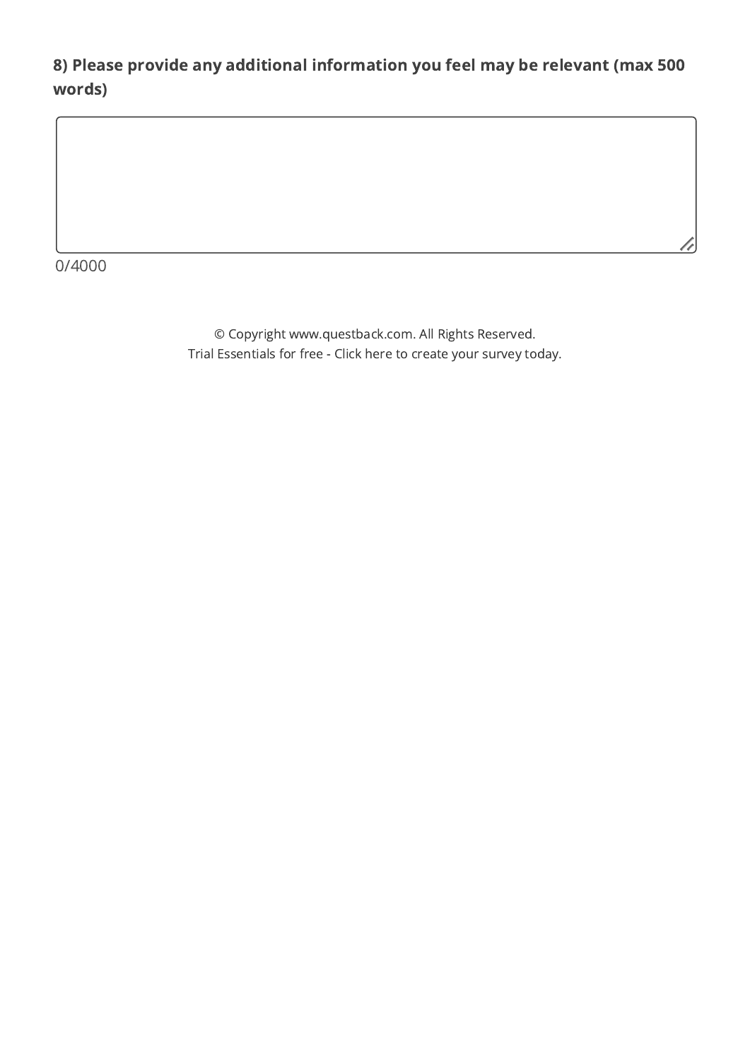**8) Please provide any additional information you feel may be relevant (max 500 words)**

0/4000

© Copyright www.questback.com. All Rights Reserved.
Trial Essentials for free - Click here to create your survey today.